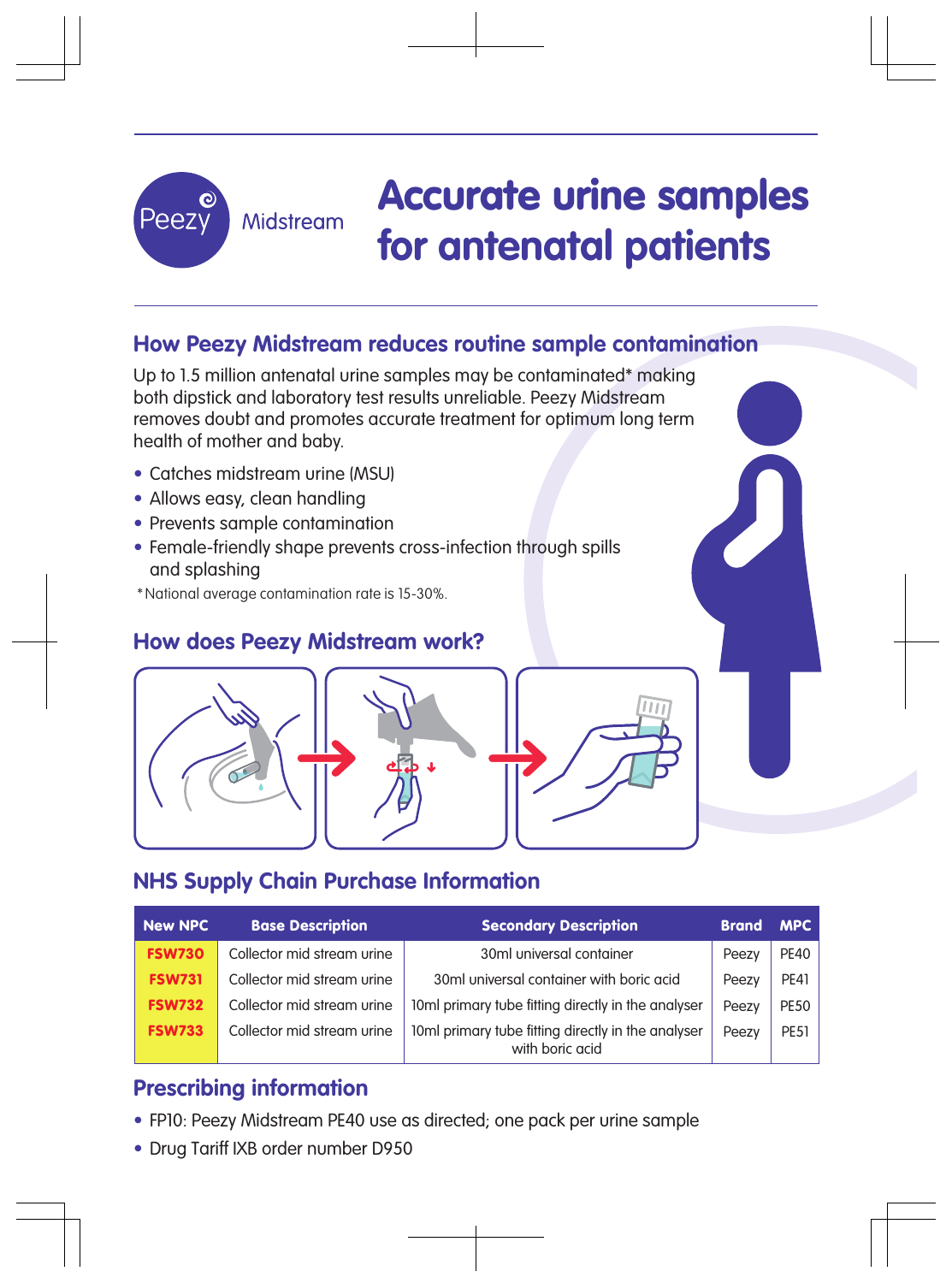Peezy Midstream

# Accurate urine samples for antenatal patients

## How Peezy Midstream reduces routine sample contamination

Up to 1.5 million antenatal urine samples may be contaminated* making both dipstick and laboratory test results unreliable. Peezy Midstream removes doubt and promotes accurate treatment for optimum long term health of mother and baby.

- Catches midstream urine (MSU)
- Allows easy, clean handling
- Prevents sample contamination
- Female-friendly shape prevents cross-infection through spills and splashing

*National average contamination rate is 15-30%.

## How does Peezy Midstream work?

## NHS Supply Chain Purchase Information

| New NPC | Base Description | Secondary Description | Brand | MPC |
|---|---|---|---|---|
| FSW730 | Collector mid stream urine | 30ml universal container | Peezy | PE40 |
| FSW731 | Collector mid stream urine | 30ml universal container with boric acid | Peezy | PE41 |
| FSW732 | Collector mid stream urine | 10ml primary tube fitting directly in the analyser | Peezy | PE50 |
| FSW733 | Collector mid stream urine | 10ml primary tube fitting directly in the analyser with boric acid | Peezy | PE51 |

## Prescribing information

- FP10: Peezy Midstream PE40 use as directed; one pack per urine sample
- Drug Tariff IXB order number D950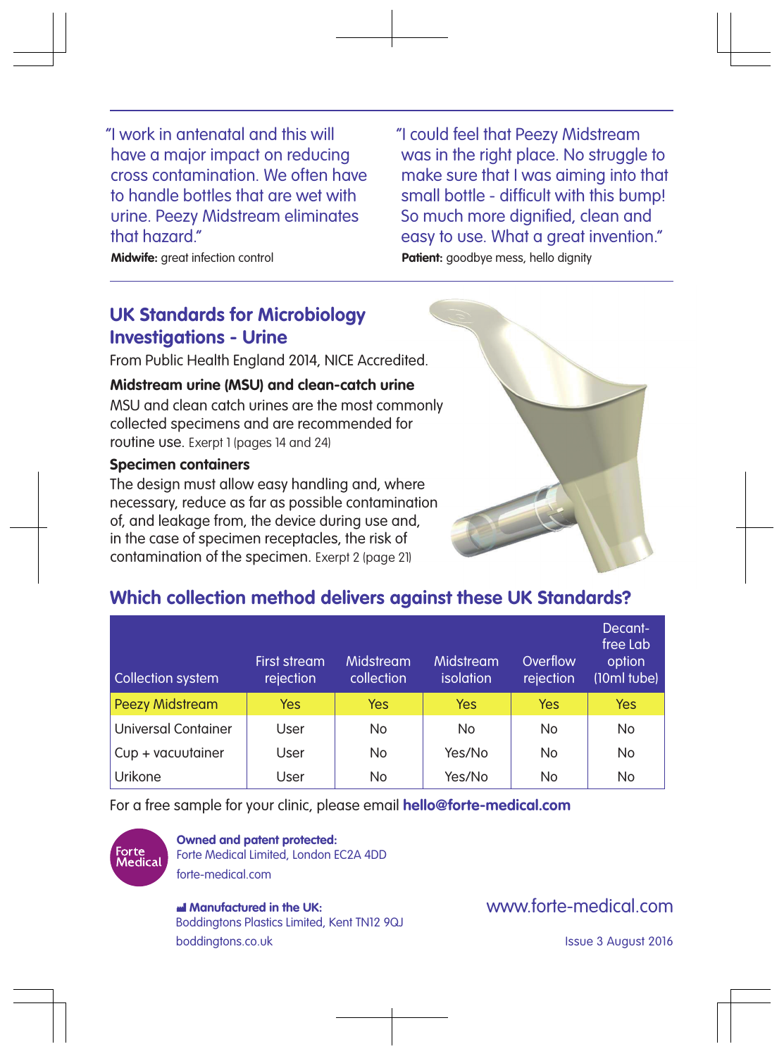"I work in antenatal and this will have a major impact on reducing cross contamination. We often have to handle bottles that are wet with urine. Peezy Midstream eliminates that hazard."

**Midwife:** great infection control

"I could feel that Peezy Midstream was in the right place. No struggle to make sure that I was aiming into that small bottle - difficult with this bump! So much more dignified, clean and easy to use. What a great invention."

**Patient:** goodbye mess, hello dignity

## UK Standards for Microbiology Investigations - Urine

From Public Health England 2014, NICE Accredited.

**Midstream urine (MSU) and clean-catch urine**

MSU and clean catch urines are the most commonly collected specimens and are recommended for routine use. Exerpt 1 (pages 14 and 24)

**Specimen containers**

The design must allow easy handling and, where necessary, reduce as far as possible contamination of, and leakage from, the device during use and, in the case of specimen receptacles, the risk of contamination of the specimen. Exerpt 2 (page 21)

## Which collection method delivers against these UK Standards?

| Collection system | First stream rejection | Midstream collection | Midstream isolation | Overflow rejection | Decant-free Lab option (10ml tube) |
|---|---|---|---|---|---|
| Peezy Midstream | Yes | Yes | Yes | Yes | Yes |
| Universal Container | User | No | No | No | No |
| Cup + vacuutainer | User | No | Yes/No | No | No |
| Urikone | User | No | Yes/No | No | No |

For a free sample for your clinic, please email **hello@forte-medical.com**

Forte Medical

**Owned and patent protected:**
Forte Medical Limited, London EC2A 4DD
forte-medical.com

**Manufactured in the UK:**
Boddingtons Plastics Limited, Kent TN12 9QJ
boddingtons.co.uk

www.forte-medical.com

Issue 3 August 2016